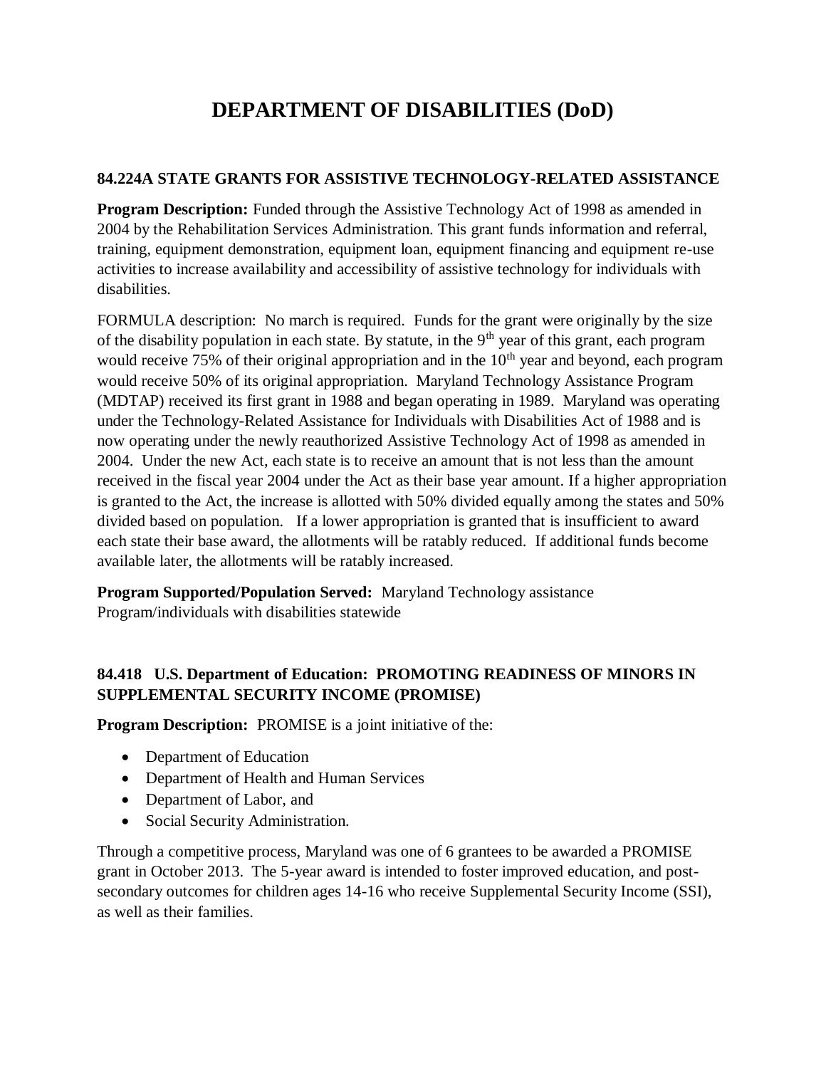# DEPARTMENT OF DISABILITIES (DoD)

### 84.224A STATE GRANTS FOR ASSISTIVE TECHNOLOGY-RELATED ASSISTANCE

**Program Description:** Funded through the Assistive Technology Act of 1998 as amended in 2004 by the Rehabilitation Services Administration. This grant funds information and referral, training, equipment demonstration, equipment loan, equipment financing and equipment re-use activities to increase availability and accessibility of assistive technology for individuals with disabilities.

FORMULA description: No march is required. Funds for the grant were originally by the size of the disability population in each state. By statute, in the 9th year of this grant, each program would receive 75% of their original appropriation and in the 10th year and beyond, each program would receive 50% of its original appropriation. Maryland Technology Assistance Program (MDTAP) received its first grant in 1988 and began operating in 1989. Maryland was operating under the Technology-Related Assistance for Individuals with Disabilities Act of 1988 and is now operating under the newly reauthorized Assistive Technology Act of 1998 as amended in 2004. Under the new Act, each state is to receive an amount that is not less than the amount received in the fiscal year 2004 under the Act as their base year amount. If a higher appropriation is granted to the Act, the increase is allotted with 50% divided equally among the states and 50% divided based on population. If a lower appropriation is granted that is insufficient to award each state their base award, the allotments will be ratably reduced. If additional funds become available later, the allotments will be ratably increased.

**Program Supported/Population Served:** Maryland Technology assistance Program/individuals with disabilities statewide

### 84.418 U.S. Department of Education: PROMOTING READINESS OF MINORS IN SUPPLEMENTAL SECURITY INCOME (PROMISE)

**Program Description:** PROMISE is a joint initiative of the:

- Department of Education
- Department of Health and Human Services
- Department of Labor, and
- Social Security Administration.

Through a competitive process, Maryland was one of 6 grantees to be awarded a PROMISE grant in October 2013. The 5-year award is intended to foster improved education, and post-secondary outcomes for children ages 14-16 who receive Supplemental Security Income (SSI), as well as their families.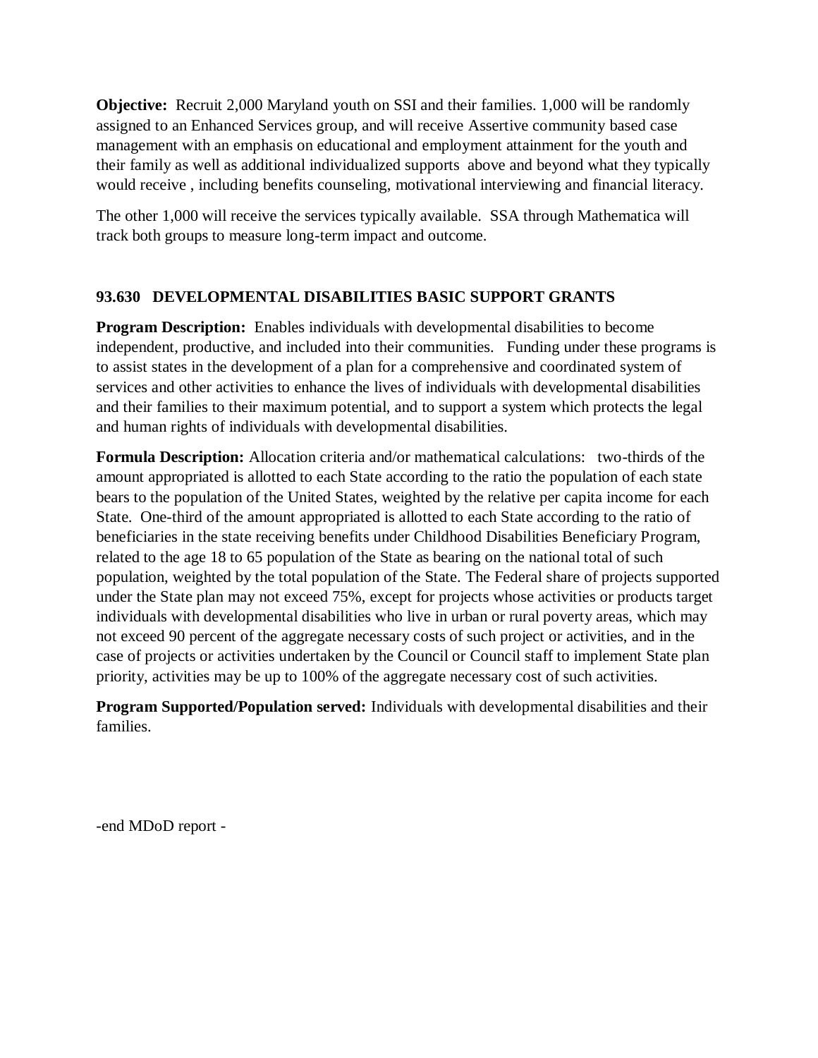**Objective:** Recruit 2,000 Maryland youth on SSI and their families. 1,000 will be randomly assigned to an Enhanced Services group, and will receive Assertive community based case management with an emphasis on educational and employment attainment for the youth and their family as well as additional individualized supports above and beyond what they typically would receive , including benefits counseling, motivational interviewing and financial literacy.

The other 1,000 will receive the services typically available. SSA through Mathematica will track both groups to measure long-term impact and outcome.

### 93.630 DEVELOPMENTAL DISABILITIES BASIC SUPPORT GRANTS

**Program Description:** Enables individuals with developmental disabilities to become independent, productive, and included into their communities. Funding under these programs is to assist states in the development of a plan for a comprehensive and coordinated system of services and other activities to enhance the lives of individuals with developmental disabilities and their families to their maximum potential, and to support a system which protects the legal and human rights of individuals with developmental disabilities.

**Formula Description:** Allocation criteria and/or mathematical calculations: two-thirds of the amount appropriated is allotted to each State according to the ratio the population of each state bears to the population of the United States, weighted by the relative per capita income for each State. One-third of the amount appropriated is allotted to each State according to the ratio of beneficiaries in the state receiving benefits under Childhood Disabilities Beneficiary Program, related to the age 18 to 65 population of the State as bearing on the national total of such population, weighted by the total population of the State. The Federal share of projects supported under the State plan may not exceed 75%, except for projects whose activities or products target individuals with developmental disabilities who live in urban or rural poverty areas, which may not exceed 90 percent of the aggregate necessary costs of such project or activities, and in the case of projects or activities undertaken by the Council or Council staff to implement State plan priority, activities may be up to 100% of the aggregate necessary cost of such activities.

**Program Supported/Population served:** Individuals with developmental disabilities and their families.

-end MDoD report -